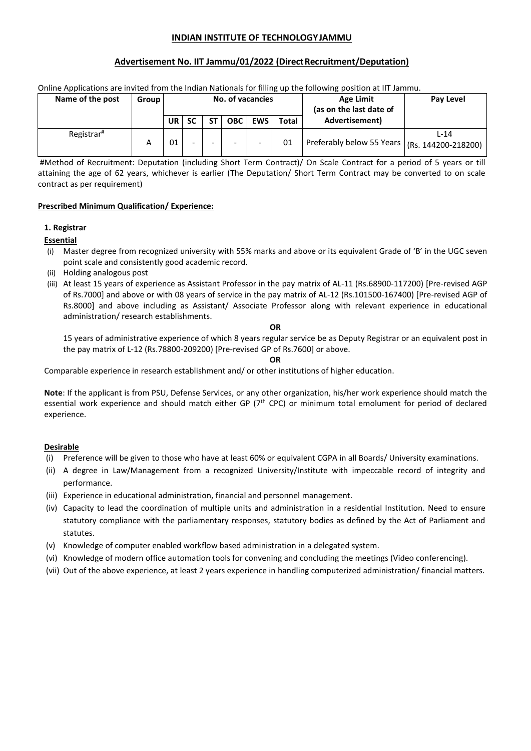# INDIAN INSTITUTE OF TECHNOLOGY JAMMU

## Advertisement No. IIT Jammu/01/2022 (Direct Recruitment/Deputation)

Online Applications are invited from the Indian Nationals for filling up the following position at IIT Jammu.

| Name of the post | Group | No. of vacancies | | | | | | Age Limit (as on the last date of Advertisement) | Pay Level |
|---|---|---|---|---|---|---|---|---|---|
| | | UR | SC | ST | OBC | EWS | Total | | |
| Registrar# | A | 01 | - | - | - | - | 01 | Preferably below 55 Years | L-14 (Rs. 144200-218200) |

#Method of Recruitment: Deputation (including Short Term Contract)/ On Scale Contract for a period of 5 years or till attaining the age of 62 years, whichever is earlier (The Deputation/ Short Term Contract may be converted to on scale contract as per requirement)

**Prescribed Minimum Qualification/ Experience:**

**1. Registrar**

**Essential**

(i) Master degree from recognized university with 55% marks and above or its equivalent Grade of 'B' in the UGC seven point scale and consistently good academic record.

(ii) Holding analogous post

(iii) At least 15 years of experience as Assistant Professor in the pay matrix of AL-11 (Rs.68900-117200) [Pre-revised AGP of Rs.7000] and above or with 08 years of service in the pay matrix of AL-12 (Rs.101500-167400) [Pre-revised AGP of Rs.8000] and above including as Assistant/ Associate Professor along with relevant experience in educational administration/ research establishments.

**OR**

15 years of administrative experience of which 8 years regular service be as Deputy Registrar or an equivalent post in the pay matrix of L-12 (Rs.78800-209200) [Pre-revised GP of Rs.7600] or above.

**OR**

Comparable experience in research establishment and/ or other institutions of higher education.

**Note**: If the applicant is from PSU, Defense Services, or any other organization, his/her work experience should match the essential work experience and should match either GP (7th CPC) or minimum total emolument for period of declared experience.

**Desirable**

(i) Preference will be given to those who have at least 60% or equivalent CGPA in all Boards/ University examinations.

(ii) A degree in Law/Management from a recognized University/Institute with impeccable record of integrity and performance.

(iii) Experience in educational administration, financial and personnel management.

(iv) Capacity to lead the coordination of multiple units and administration in a residential Institution. Need to ensure statutory compliance with the parliamentary responses, statutory bodies as defined by the Act of Parliament and statutes.

(v) Knowledge of computer enabled workflow based administration in a delegated system.

(vi) Knowledge of modern office automation tools for convening and concluding the meetings (Video conferencing).

(vii) Out of the above experience, at least 2 years experience in handling computerized administration/ financial matters.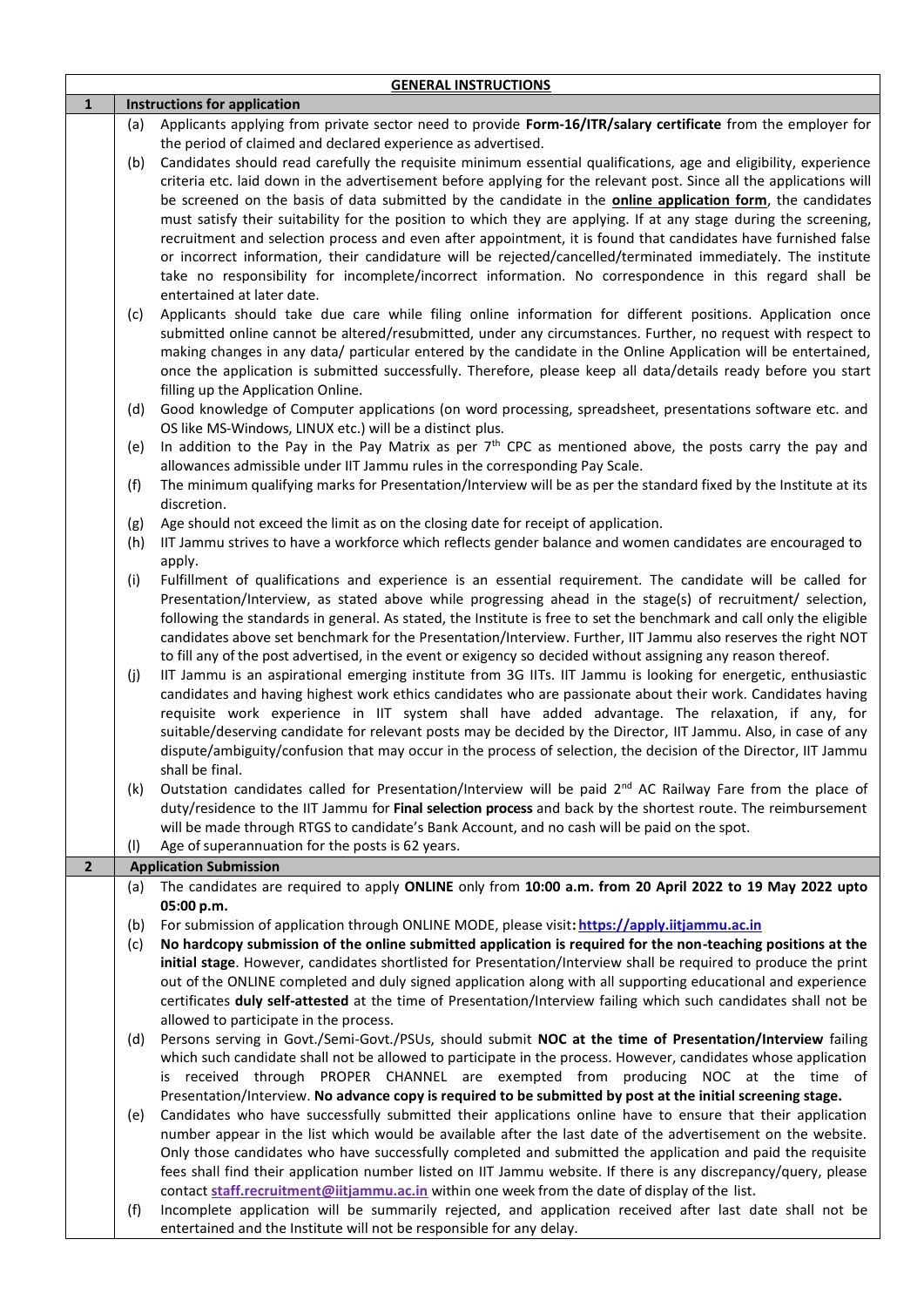| GENERAL INSTRUCTIONS | | |
|---|---|---|
| **1** | **Instructions for application** | |
| | (a) | Applicants applying from private sector need to provide **Form-16/ITR/salary certificate** from the employer for the period of claimed and declared experience as advertised. |
| | (b) | Candidates should read carefully the requisite minimum essential qualifications, age and eligibility, experience criteria etc. laid down in the advertisement before applying for the relevant post. Since all the applications will be screened on the basis of data submitted by the candidate in the **online application form**, the candidates must satisfy their suitability for the position to which they are applying. If at any stage during the screening, recruitment and selection process and even after appointment, it is found that candidates have furnished false or incorrect information, their candidature will be rejected/cancelled/terminated immediately. The institute take no responsibility for incomplete/incorrect information. No correspondence in this regard shall be entertained at later date. |
| | (c) | Applicants should take due care while filing online information for different positions. Application once submitted online cannot be altered/resubmitted, under any circumstances. Further, no request with respect to making changes in any data/ particular entered by the candidate in the Online Application will be entertained, once the application is submitted successfully. Therefore, please keep all data/details ready before you start filling up the Application Online. |
| | (d) | Good knowledge of Computer applications (on word processing, spreadsheet, presentations software etc. and OS like MS-Windows, LINUX etc.) will be a distinct plus. |
| | (e) | In addition to the Pay in the Pay Matrix as per 7th CPC as mentioned above, the posts carry the pay and allowances admissible under IIT Jammu rules in the corresponding Pay Scale. |
| | (f) | The minimum qualifying marks for Presentation/Interview will be as per the standard fixed by the Institute at its discretion. |
| | (g) | Age should not exceed the limit as on the closing date for receipt of application. |
| | (h) | IIT Jammu strives to have a workforce which reflects gender balance and women candidates are encouraged to apply. |
| | (i) | Fulfillment of qualifications and experience is an essential requirement. The candidate will be called for Presentation/Interview, as stated above while progressing ahead in the stage(s) of recruitment/ selection, following the standards in general. As stated, the Institute is free to set the benchmark and call only the eligible candidates above set benchmark for the Presentation/Interview. Further, IIT Jammu also reserves the right NOT to fill any of the post advertised, in the event or exigency so decided without assigning any reason thereof. |
| | (j) | IIT Jammu is an aspirational emerging institute from 3G IITs. IIT Jammu is looking for energetic, enthusiastic candidates and having highest work ethics candidates who are passionate about their work. Candidates having requisite work experience in IIT system shall have added advantage. The relaxation, if any, for suitable/deserving candidate for relevant posts may be decided by the Director, IIT Jammu. Also, in case of any dispute/ambiguity/confusion that may occur in the process of selection, the decision of the Director, IIT Jammu shall be final. |
| | (k) | Outstation candidates called for Presentation/Interview will be paid 2nd AC Railway Fare from the place of duty/residence to the IIT Jammu for **Final selection process** and back by the shortest route. The reimbursement will be made through RTGS to candidate's Bank Account, and no cash will be paid on the spot. |
| | (l) | Age of superannuation for the posts is 62 years. |
| **2** | **Application Submission** | |
| | (a) | The candidates are required to apply **ONLINE** only from **10:00 a.m. from 20 April 2022 to 19 May 2022 upto 05:00 p.m.** |
| | (b) | For submission of application through ONLINE MODE, please visit**: https://apply.iitjammu.ac.in** |
| | (c) | **No hardcopy submission of the online submitted application is required for the non-teaching positions at the initial stage**. However, candidates shortlisted for Presentation/Interview shall be required to produce the print out of the ONLINE completed and duly signed application along with all supporting educational and experience certificates **duly self-attested** at the time of Presentation/Interview failing which such candidates shall not be allowed to participate in the process. |
| | (d) | Persons serving in Govt./Semi-Govt./PSUs, should submit **NOC at the time of Presentation/Interview** failing which such candidate shall not be allowed to participate in the process. However, candidates whose application is received through PROPER CHANNEL are exempted from producing NOC at the time of Presentation/Interview. **No advance copy is required to be submitted by post at the initial screening stage.** |
| | (e) | Candidates who have successfully submitted their applications online have to ensure that their application number appear in the list which would be available after the last date of the advertisement on the website. Only those candidates who have successfully completed and submitted the application and paid the requisite fees shall find their application number listed on IIT Jammu website. If there is any discrepancy/query, please contact **staff.recruitment@iitjammu.ac.in** within one week from the date of display of the list. |
| | (f) | Incomplete application will be summarily rejected, and application received after last date shall not be entertained and the Institute will not be responsible for any delay. |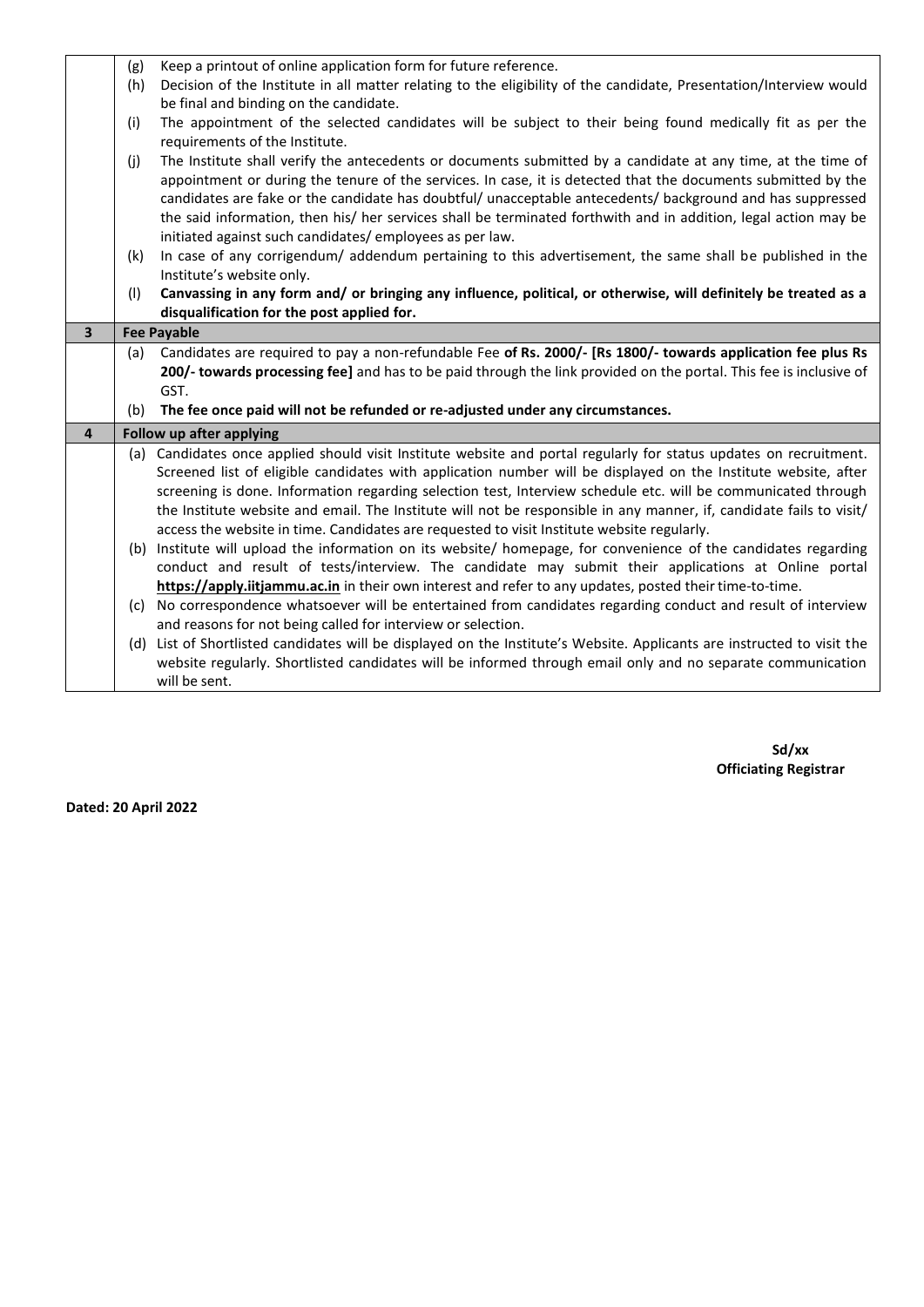| | |
|---|---|
| | (g) Keep a printout of online application form for future reference.<br>(h) Decision of the Institute in all matter relating to the eligibility of the candidate, Presentation/Interview would be final and binding on the candidate.<br>(i) The appointment of the selected candidates will be subject to their being found medically fit as per the requirements of the Institute.<br>(j) The Institute shall verify the antecedents or documents submitted by a candidate at any time, at the time of appointment or during the tenure of the services. In case, it is detected that the documents submitted by the candidates are fake or the candidate has doubtful/ unacceptable antecedents/ background and has suppressed the said information, then his/ her services shall be terminated forthwith and in addition, legal action may be initiated against such candidates/ employees as per law.<br>(k) In case of any corrigendum/ addendum pertaining to this advertisement, the same shall be published in the Institute's website only.<br>(l) **Canvassing in any form and/ or bringing any influence, political, or otherwise, will definitely be treated as a disqualification for the post applied for.** |
| **3** | **Fee Payable** |
| | (a) Candidates are required to pay a non-refundable Fee **of Rs. 2000/- [Rs 1800/- towards application fee plus Rs 200/- towards processing fee]** and has to be paid through the link provided on the portal. This fee is inclusive of GST.<br>(b) **The fee once paid will not be refunded or re-adjusted under any circumstances.** |
| **4** | **Follow up after applying** |
| | (a) Candidates once applied should visit Institute website and portal regularly for status updates on recruitment. Screened list of eligible candidates with application number will be displayed on the Institute website, after screening is done. Information regarding selection test, Interview schedule etc. will be communicated through the Institute website and email. The Institute will not be responsible in any manner, if, candidate fails to visit/ access the website in time. Candidates are requested to visit Institute website regularly.<br>(b) Institute will upload the information on its website/ homepage, for convenience of the candidates regarding conduct and result of tests/interview. The candidate may submit their applications at Online portal **https://apply.iitjammu.ac.in** in their own interest and refer to any updates, posted their time-to-time.<br>(c) No correspondence whatsoever will be entertained from candidates regarding conduct and result of interview and reasons for not being called for interview or selection.<br>(d) List of Shortlisted candidates will be displayed on the Institute's Website. Applicants are instructed to visit the website regularly. Shortlisted candidates will be informed through email only and no separate communication will be sent. |

**Sd/xx**
**Officiating Registrar**

**Dated: 20 April 2022**